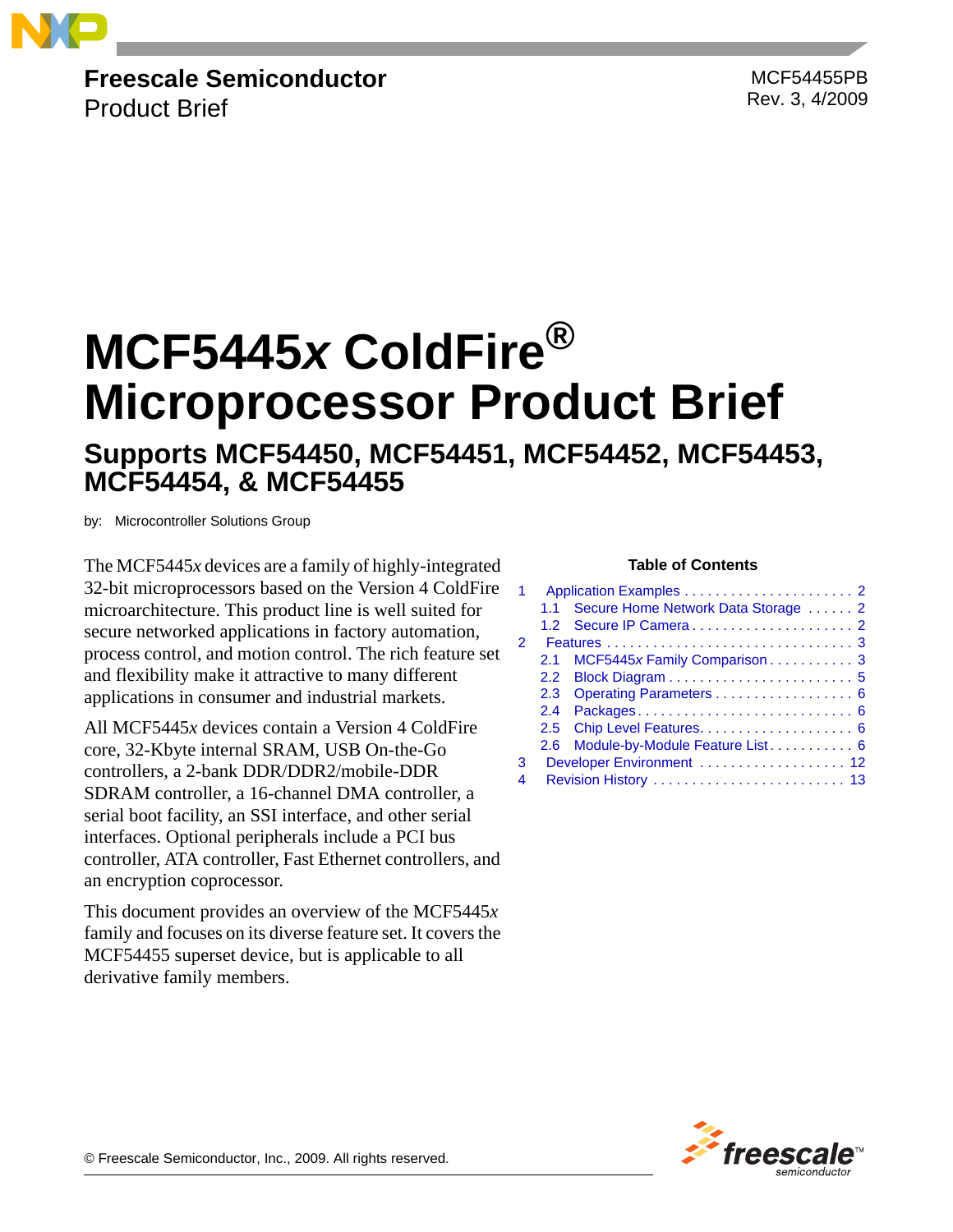**Freescale Semiconductor**
Product Brief

MCF54455PB
Rev. 3, 4/2009

# MCF5445*x* ColdFire® Microprocessor Product Brief

## Supports MCF54450, MCF54451, MCF54452, MCF54453, MCF54454, & MCF54455

by: Microcontroller Solutions Group

The MCF5445*x* devices are a family of highly-integrated 32-bit microprocessors based on the Version 4 ColdFire microarchitecture. This product line is well suited for secure networked applications in factory automation, process control, and motion control. The rich feature set and flexibility make it attractive to many different applications in consumer and industrial markets.

All MCF5445*x* devices contain a Version 4 ColdFire core, 32-Kbyte internal SRAM, USB On-the-Go controllers, a 2-bank DDR/DDR2/mobile-DDR SDRAM controller, a 16-channel DMA controller, a serial boot facility, an SSI interface, and other serial interfaces. Optional peripherals include a PCI bus controller, ATA controller, Fast Ethernet controllers, and an encryption coprocessor.

This document provides an overview of the MCF5445*x* family and focuses on its diverse feature set. It covers the MCF54455 superset device, but is applicable to all derivative family members.

**Table of Contents**

1 Application Examples . . . . . . . . . . . . . . . . . . . . . . 2
  1.1 Secure Home Network Data Storage . . . . . . 2
  1.2 Secure IP Camera . . . . . . . . . . . . . . . . . . . . . 2
2 Features . . . . . . . . . . . . . . . . . . . . . . . . . . . . . . . 3
  2.1 MCF5445*x* Family Comparison . . . . . . . . . . . 3
  2.2 Block Diagram . . . . . . . . . . . . . . . . . . . . . . . . 5
  2.3 Operating Parameters . . . . . . . . . . . . . . . . . . 6
  2.4 Packages . . . . . . . . . . . . . . . . . . . . . . . . . . . 6
  2.5 Chip Level Features. . . . . . . . . . . . . . . . . . . . 6
  2.6 Module-by-Module Feature List . . . . . . . . . . . 6
3 Developer Environment . . . . . . . . . . . . . . . . . . . 12
4 Revision History . . . . . . . . . . . . . . . . . . . . . . . . . 13

© Freescale Semiconductor, Inc., 2009. All rights reserved.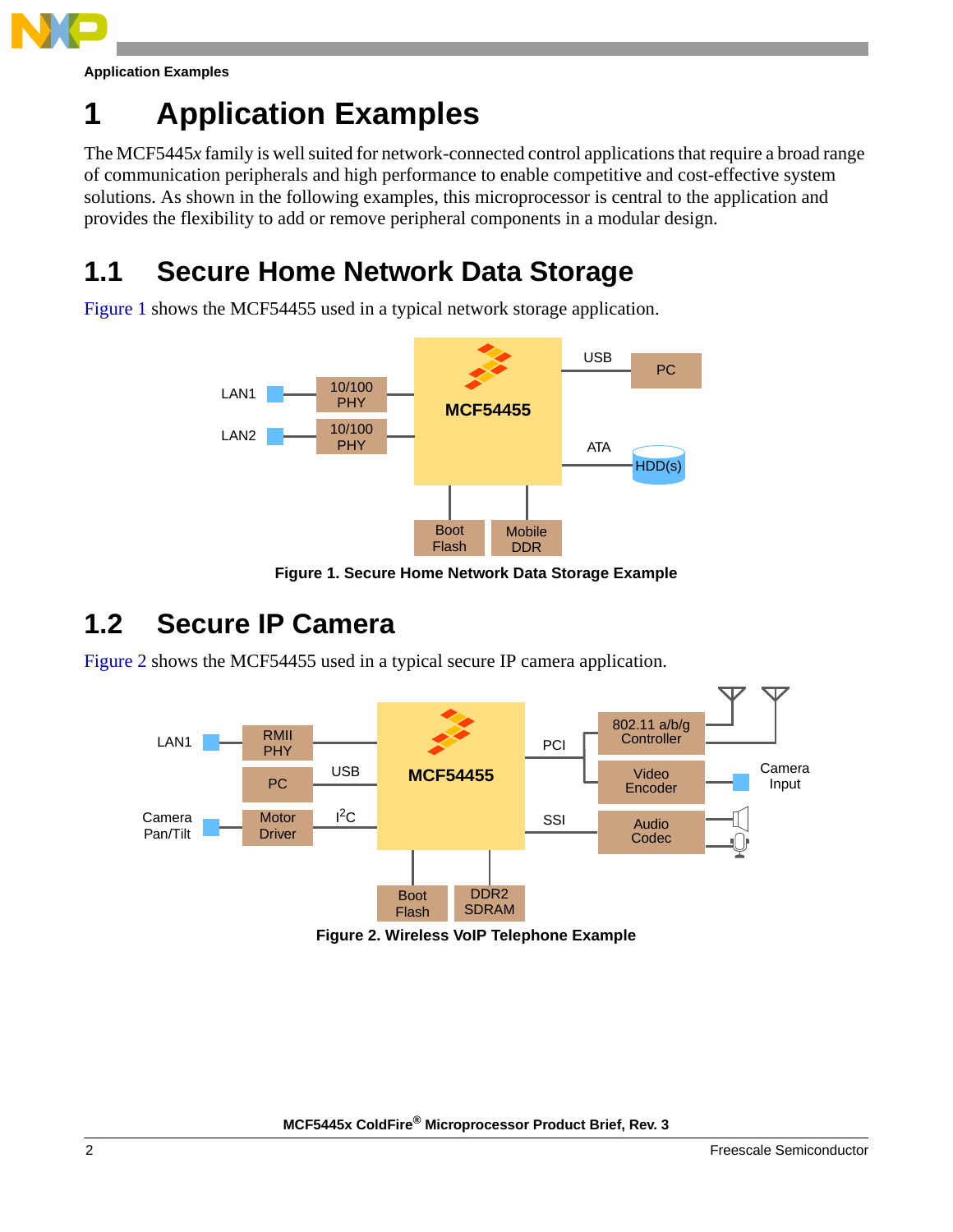# 1 Application Examples

The MCF5445*x* family is well suited for network-connected control applications that require a broad range of communication peripherals and high performance to enable competitive and cost-effective system solutions. As shown in the following examples, this microprocessor is central to the application and provides the flexibility to add or remove peripheral components in a modular design.

## 1.1 Secure Home Network Data Storage

Figure 1 shows the MCF54455 used in a typical network storage application.

**Figure 1. Secure Home Network Data Storage Example**

## 1.2 Secure IP Camera

Figure 2 shows the MCF54455 used in a typical secure IP camera application.

**Figure 2. Wireless VoIP Telephone Example**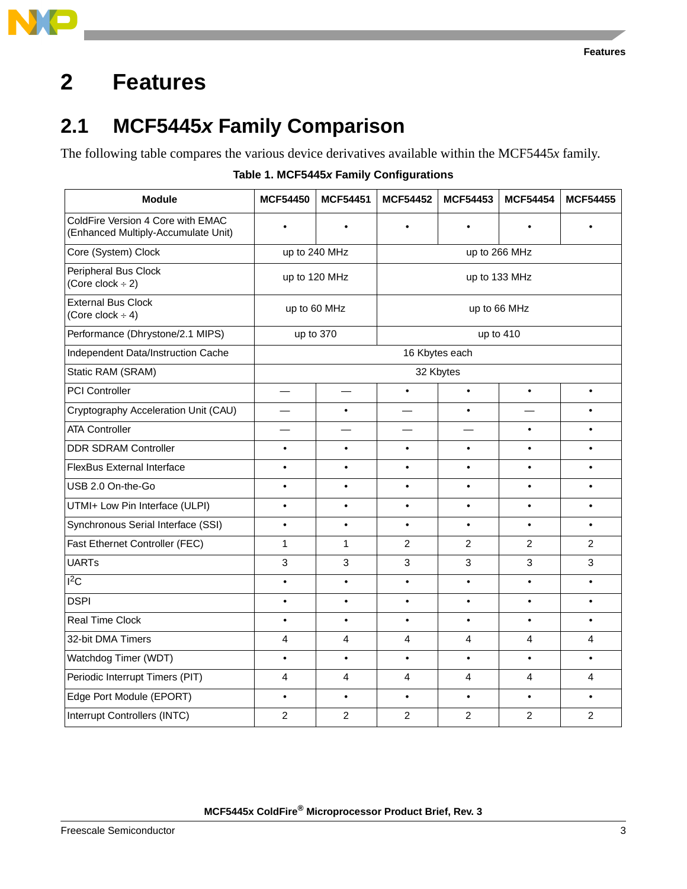// Features

# 2 Features

## 2.1 MCF5445*x* Family Comparison

The following table compares the various device derivatives available within the MCF5445*x* family.

**Table 1. MCF5445*x* Family Configurations**

| Module | MCF54450 | MCF54451 | MCF54452 | MCF54453 | MCF54454 | MCF54455 |
|---|---|---|---|---|---|---|
| ColdFire Version 4 Core with EMAC (Enhanced Multiply-Accumulate Unit) | • | • | • | • | • | • |
| Core (System) Clock | up to 240 MHz | | up to 266 MHz | | | |
| Peripheral Bus Clock (Core clock ÷ 2) | up to 120 MHz | | up to 133 MHz | | | |
| External Bus Clock (Core clock ÷ 4) | up to 60 MHz | | up to 66 MHz | | | |
| Performance (Dhrystone/2.1 MIPS) | up to 370 | | up to 410 | | | |
| Independent Data/Instruction Cache | 16 Kbytes each | | | | | |
| Static RAM (SRAM) | 32 Kbytes | | | | | |
| PCI Controller | — | — | • | • | • | • |
| Cryptography Acceleration Unit (CAU) | — | • | — | • | — | • |
| ATA Controller | — | — | — | — | • | • |
| DDR SDRAM Controller | • | • | • | • | • | • |
| FlexBus External Interface | • | • | • | • | • | • |
| USB 2.0 On-the-Go | • | • | • | • | • | • |
| UTMI+ Low Pin Interface (ULPI) | • | • | • | • | • | • |
| Synchronous Serial Interface (SSI) | • | • | • | • | • | • |
| Fast Ethernet Controller (FEC) | 1 | 1 | 2 | 2 | 2 | 2 |
| UARTs | 3 | 3 | 3 | 3 | 3 | 3 |
| $I^2C$ | • | • | • | • | • | • |
| DSPI | • | • | • | • | • | • |
| Real Time Clock | • | • | • | • | • | • |
| 32-bit DMA Timers | 4 | 4 | 4 | 4 | 4 | 4 |
| Watchdog Timer (WDT) | • | • | • | • | • | • |
| Periodic Interrupt Timers (PIT) | 4 | 4 | 4 | 4 | 4 | 4 |
| Edge Port Module (EPORT) | • | • | • | • | • | • |
| Interrupt Controllers (INTC) | 2 | 2 | 2 | 2 | 2 | 2 |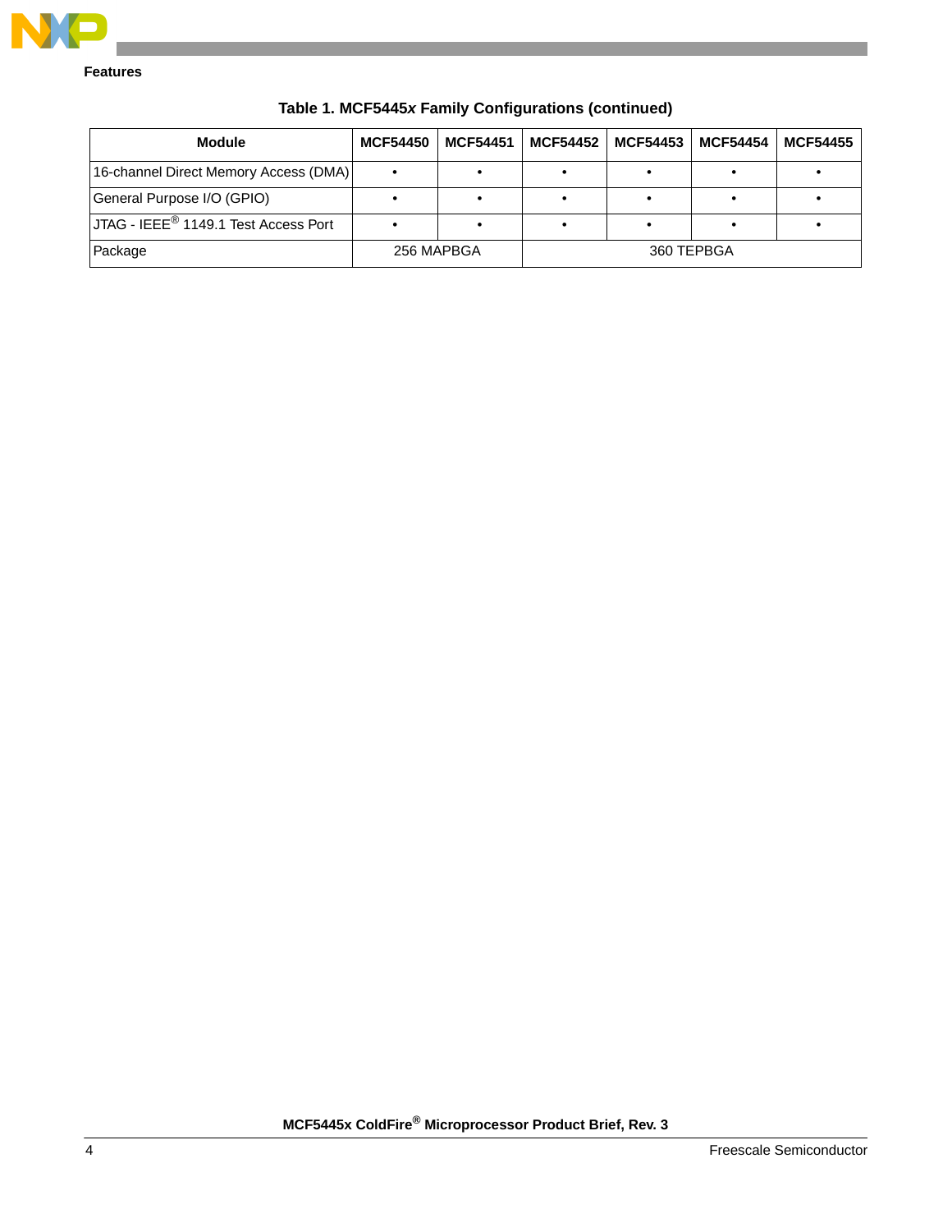**Table 1. MCF5445*x* Family Configurations (continued)**

| Module | MCF54450 | MCF54451 | MCF54452 | MCF54453 | MCF54454 | MCF54455 |
|---|---|---|---|---|---|---|
| 16-channel Direct Memory Access (DMA) | • | • | • | • | • | • |
| General Purpose I/O (GPIO) | • | • | • | • | • | • |
| JTAG - IEEE® 1149.1 Test Access Port | • | • | • | • | • | • |
| Package | 256 MAPBGA | | 360 TEPBGA | | | |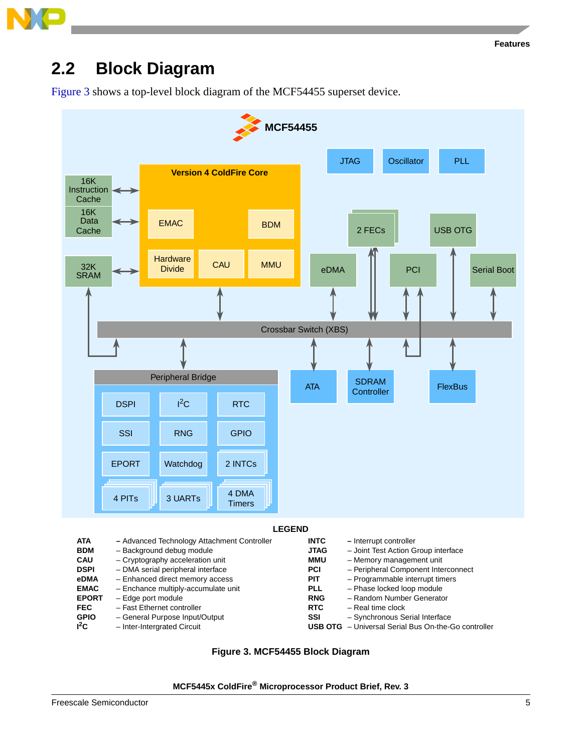## 2.2 Block Diagram

Figure 3 shows a top-level block diagram of the MCF54455 superset device.

MCF54455

JTAG | Oscillator | PLL

Version 4 ColdFire Core: EMAC, BDM, Hardware Divide, CAU, MMU

16K Instruction Cache, 16K Data Cache, 32K SRAM

2 FECs, USB OTG, eDMA, PCI, Serial Boot

Crossbar Switch (XBS)

Peripheral Bridge: DSPI, I²C, RTC, SSI, RNG, GPIO, EPORT, Watchdog, 2 INTCs, 4 PITs, 3 UARTs, 4 DMA Timers

ATA, SDRAM Controller, FlexBus

**LEGEND**

| | | | |
|---|---|---|---|
| **ATA** | – Advanced Technology Attachment Controller | **INTC** | – Interrupt controller |
| **BDM** | – Background debug module | **JTAG** | – Joint Test Action Group interface |
| **CAU** | – Cryptography acceleration unit | **MMU** | – Memory management unit |
| **DSPI** | – DMA serial peripheral interface | **PCI** | – Peripheral Component Interconnect |
| **eDMA** | – Enhanced direct memory access | **PIT** | – Programmable interrupt timers |
| **EMAC** | – Enchance multiply-accumulate unit | **PLL** | – Phase locked loop module |
| **EPORT** | – Edge port module | **RNG** | – Random Number Generator |
| **FEC** | – Fast Ethernet controller | **RTC** | – Real time clock |
| **GPIO** | – General Purpose Input/Output | **SSI** | – Synchronous Serial Interface |
| **I²C** | – Inter-Intergrated Circuit | **USB OTG** | – Universal Serial Bus On-the-Go controller |

**Figure 3. MCF54455 Block Diagram**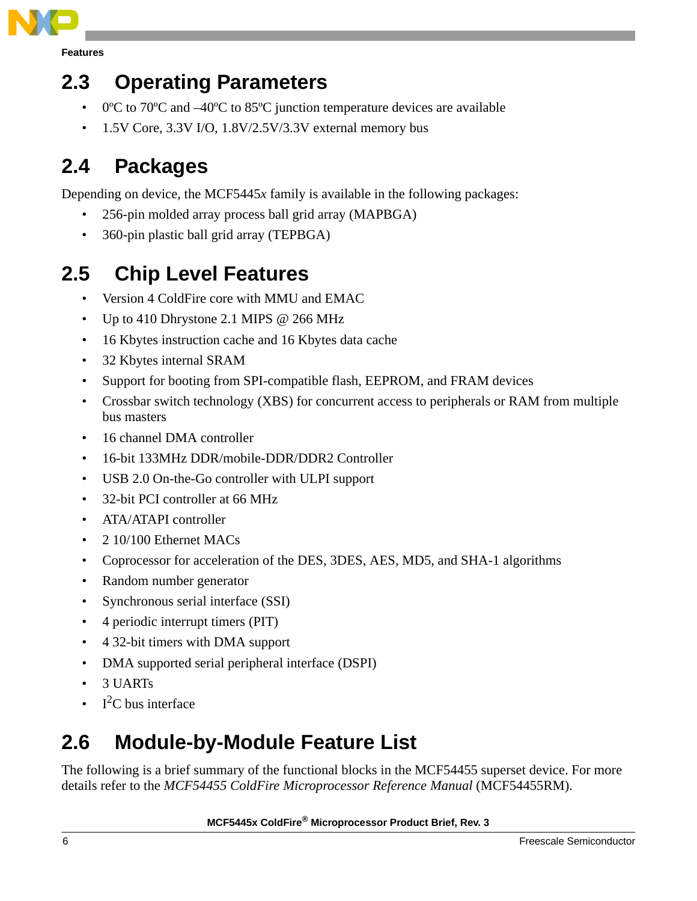## 2.3 Operating Parameters

- 0ºC to 70ºC and –40ºC to 85ºC junction temperature devices are available
- 1.5V Core, 3.3V I/O, 1.8V/2.5V/3.3V external memory bus

## 2.4 Packages

Depending on device, the MCF5445*x* family is available in the following packages:

- 256-pin molded array process ball grid array (MAPBGA)
- 360-pin plastic ball grid array (TEPBGA)

## 2.5 Chip Level Features

- Version 4 ColdFire core with MMU and EMAC
- Up to 410 Dhrystone 2.1 MIPS @ 266 MHz
- 16 Kbytes instruction cache and 16 Kbytes data cache
- 32 Kbytes internal SRAM
- Support for booting from SPI-compatible flash, EEPROM, and FRAM devices
- Crossbar switch technology (XBS) for concurrent access to peripherals or RAM from multiple bus masters
- 16 channel DMA controller
- 16-bit 133MHz DDR/mobile-DDR/DDR2 Controller
- USB 2.0 On-the-Go controller with ULPI support
- 32-bit PCI controller at 66 MHz
- ATA/ATAPI controller
- 2 10/100 Ethernet MACs
- Coprocessor for acceleration of the DES, 3DES, AES, MD5, and SHA-1 algorithms
- Random number generator
- Synchronous serial interface (SSI)
- 4 periodic interrupt timers (PIT)
- 4 32-bit timers with DMA support
- DMA supported serial peripheral interface (DSPI)
- 3 UARTs
- $I^2C$ bus interface

## 2.6 Module-by-Module Feature List

The following is a brief summary of the functional blocks in the MCF54455 superset device. For more details refer to the *MCF54455 ColdFire Microprocessor Reference Manual* (MCF54455RM).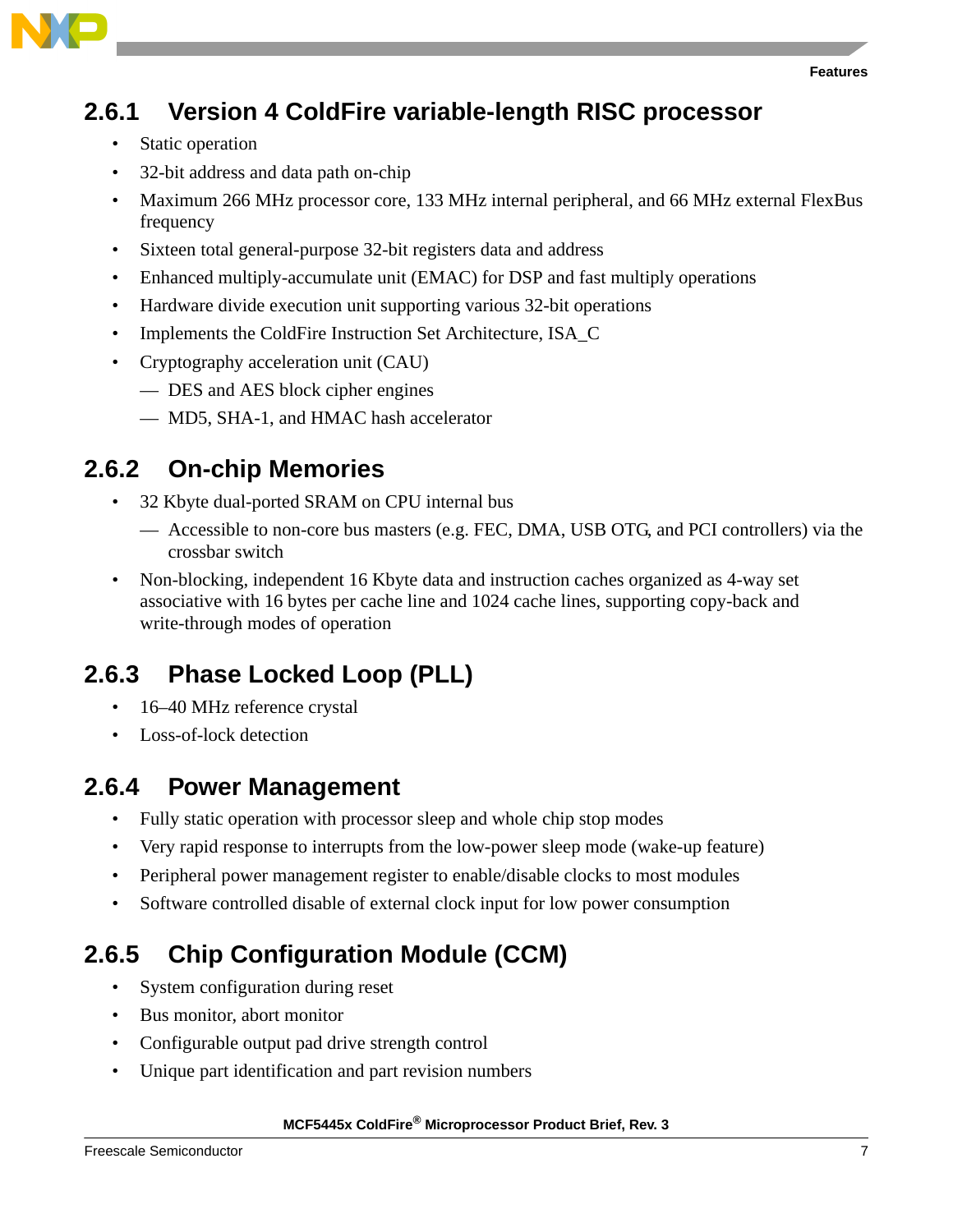### 2.6.1 Version 4 ColdFire variable-length RISC processor

- Static operation
- 32-bit address and data path on-chip
- Maximum 266 MHz processor core, 133 MHz internal peripheral, and 66 MHz external FlexBus frequency
- Sixteen total general-purpose 32-bit registers data and address
- Enhanced multiply-accumulate unit (EMAC) for DSP and fast multiply operations
- Hardware divide execution unit supporting various 32-bit operations
- Implements the ColdFire Instruction Set Architecture, ISA_C
- Cryptography acceleration unit (CAU)
  - DES and AES block cipher engines
  - MD5, SHA-1, and HMAC hash accelerator

### 2.6.2 On-chip Memories

- 32 Kbyte dual-ported SRAM on CPU internal bus
  - Accessible to non-core bus masters (e.g. FEC, DMA, USB OTG, and PCI controllers) via the crossbar switch
- Non-blocking, independent 16 Kbyte data and instruction caches organized as 4-way set associative with 16 bytes per cache line and 1024 cache lines, supporting copy-back and write-through modes of operation

### 2.6.3 Phase Locked Loop (PLL)

- 16–40 MHz reference crystal
- Loss-of-lock detection

### 2.6.4 Power Management

- Fully static operation with processor sleep and whole chip stop modes
- Very rapid response to interrupts from the low-power sleep mode (wake-up feature)
- Peripheral power management register to enable/disable clocks to most modules
- Software controlled disable of external clock input for low power consumption

### 2.6.5 Chip Configuration Module (CCM)

- System configuration during reset
- Bus monitor, abort monitor
- Configurable output pad drive strength control
- Unique part identification and part revision numbers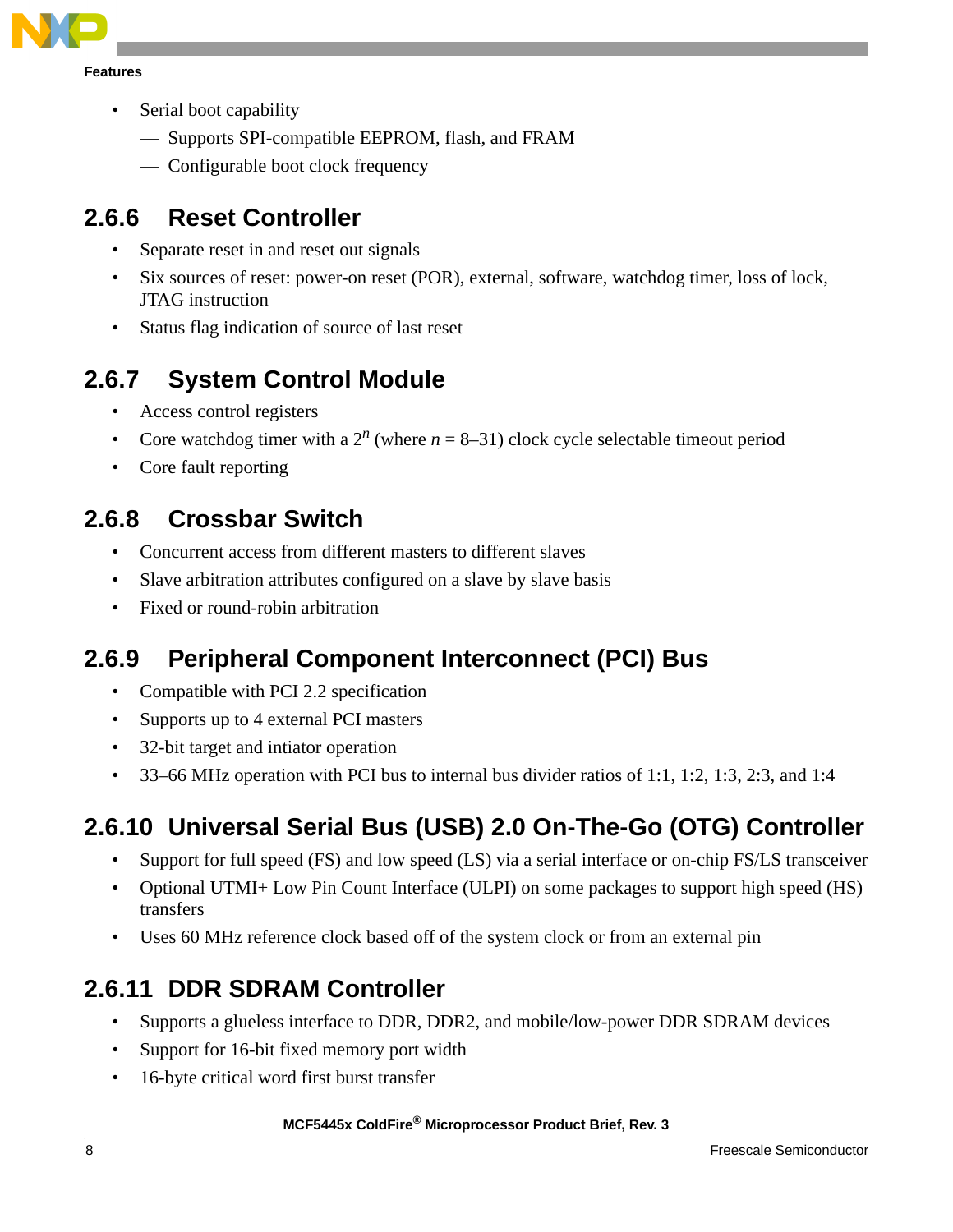- Serial boot capability
  - Supports SPI-compatible EEPROM, flash, and FRAM
  - Configurable boot clock frequency

### 2.6.6 Reset Controller

- Separate reset in and reset out signals
- Six sources of reset: power-on reset (POR), external, software, watchdog timer, loss of lock, JTAG instruction
- Status flag indication of source of last reset

### 2.6.7 System Control Module

- Access control registers
- Core watchdog timer with a $2^n$ (where $n$ = 8–31) clock cycle selectable timeout period
- Core fault reporting

### 2.6.8 Crossbar Switch

- Concurrent access from different masters to different slaves
- Slave arbitration attributes configured on a slave by slave basis
- Fixed or round-robin arbitration

### 2.6.9 Peripheral Component Interconnect (PCI) Bus

- Compatible with PCI 2.2 specification
- Supports up to 4 external PCI masters
- 32-bit target and intiator operation
- 33–66 MHz operation with PCI bus to internal bus divider ratios of 1:1, 1:2, 1:3, 2:3, and 1:4

### 2.6.10 Universal Serial Bus (USB) 2.0 On-The-Go (OTG) Controller

- Support for full speed (FS) and low speed (LS) via a serial interface or on-chip FS/LS transceiver
- Optional UTMI+ Low Pin Count Interface (ULPI) on some packages to support high speed (HS) transfers
- Uses 60 MHz reference clock based off of the system clock or from an external pin

### 2.6.11 DDR SDRAM Controller

- Supports a glueless interface to DDR, DDR2, and mobile/low-power DDR SDRAM devices
- Support for 16-bit fixed memory port width
- 16-byte critical word first burst transfer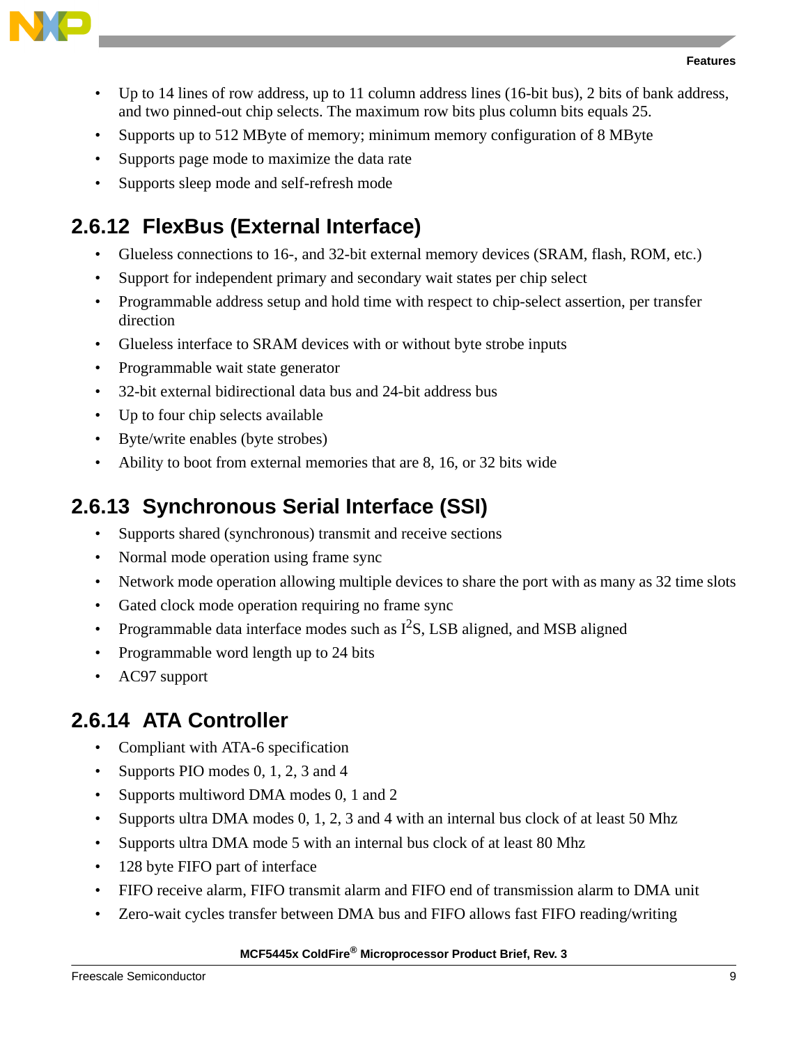- Up to 14 lines of row address, up to 11 column address lines (16-bit bus), 2 bits of bank address, and two pinned-out chip selects. The maximum row bits plus column bits equals 25.
- Supports up to 512 MByte of memory; minimum memory configuration of 8 MByte
- Supports page mode to maximize the data rate
- Supports sleep mode and self-refresh mode

## 2.6.12 FlexBus (External Interface)

- Glueless connections to 16-, and 32-bit external memory devices (SRAM, flash, ROM, etc.)
- Support for independent primary and secondary wait states per chip select
- Programmable address setup and hold time with respect to chip-select assertion, per transfer direction
- Glueless interface to SRAM devices with or without byte strobe inputs
- Programmable wait state generator
- 32-bit external bidirectional data bus and 24-bit address bus
- Up to four chip selects available
- Byte/write enables (byte strobes)
- Ability to boot from external memories that are 8, 16, or 32 bits wide

## 2.6.13 Synchronous Serial Interface (SSI)

- Supports shared (synchronous) transmit and receive sections
- Normal mode operation using frame sync
- Network mode operation allowing multiple devices to share the port with as many as 32 time slots
- Gated clock mode operation requiring no frame sync
- Programmable data interface modes such as $I^2S$, LSB aligned, and MSB aligned
- Programmable word length up to 24 bits
- AC97 support

## 2.6.14 ATA Controller

- Compliant with ATA-6 specification
- Supports PIO modes 0, 1, 2, 3 and 4
- Supports multiword DMA modes 0, 1 and 2
- Supports ultra DMA modes 0, 1, 2, 3 and 4 with an internal bus clock of at least 50 Mhz
- Supports ultra DMA mode 5 with an internal bus clock of at least 80 Mhz
- 128 byte FIFO part of interface
- FIFO receive alarm, FIFO transmit alarm and FIFO end of transmission alarm to DMA unit
- Zero-wait cycles transfer between DMA bus and FIFO allows fast FIFO reading/writing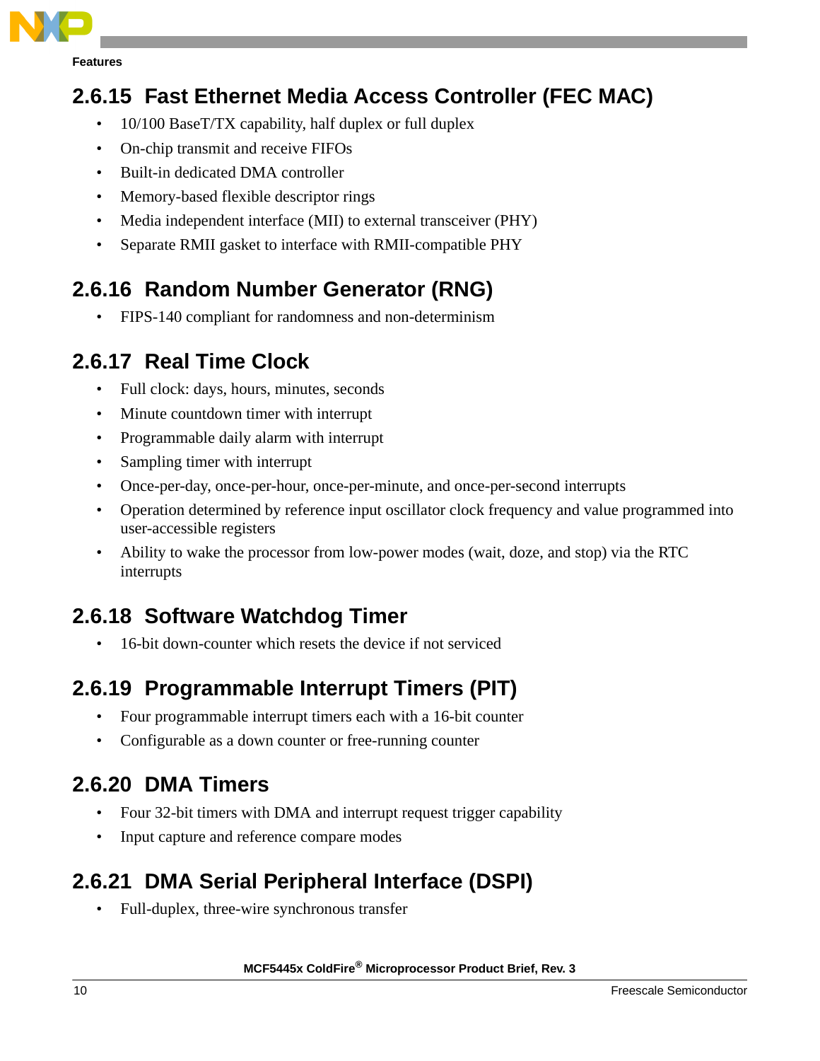### 2.6.15 Fast Ethernet Media Access Controller (FEC MAC)

- 10/100 BaseT/TX capability, half duplex or full duplex
- On-chip transmit and receive FIFOs
- Built-in dedicated DMA controller
- Memory-based flexible descriptor rings
- Media independent interface (MII) to external transceiver (PHY)
- Separate RMII gasket to interface with RMII-compatible PHY

### 2.6.16 Random Number Generator (RNG)

- FIPS-140 compliant for randomness and non-determinism

### 2.6.17 Real Time Clock

- Full clock: days, hours, minutes, seconds
- Minute countdown timer with interrupt
- Programmable daily alarm with interrupt
- Sampling timer with interrupt
- Once-per-day, once-per-hour, once-per-minute, and once-per-second interrupts
- Operation determined by reference input oscillator clock frequency and value programmed into user-accessible registers
- Ability to wake the processor from low-power modes (wait, doze, and stop) via the RTC interrupts

### 2.6.18 Software Watchdog Timer

- 16-bit down-counter which resets the device if not serviced

### 2.6.19 Programmable Interrupt Timers (PIT)

- Four programmable interrupt timers each with a 16-bit counter
- Configurable as a down counter or free-running counter

### 2.6.20 DMA Timers

- Four 32-bit timers with DMA and interrupt request trigger capability
- Input capture and reference compare modes

### 2.6.21 DMA Serial Peripheral Interface (DSPI)

- Full-duplex, three-wire synchronous transfer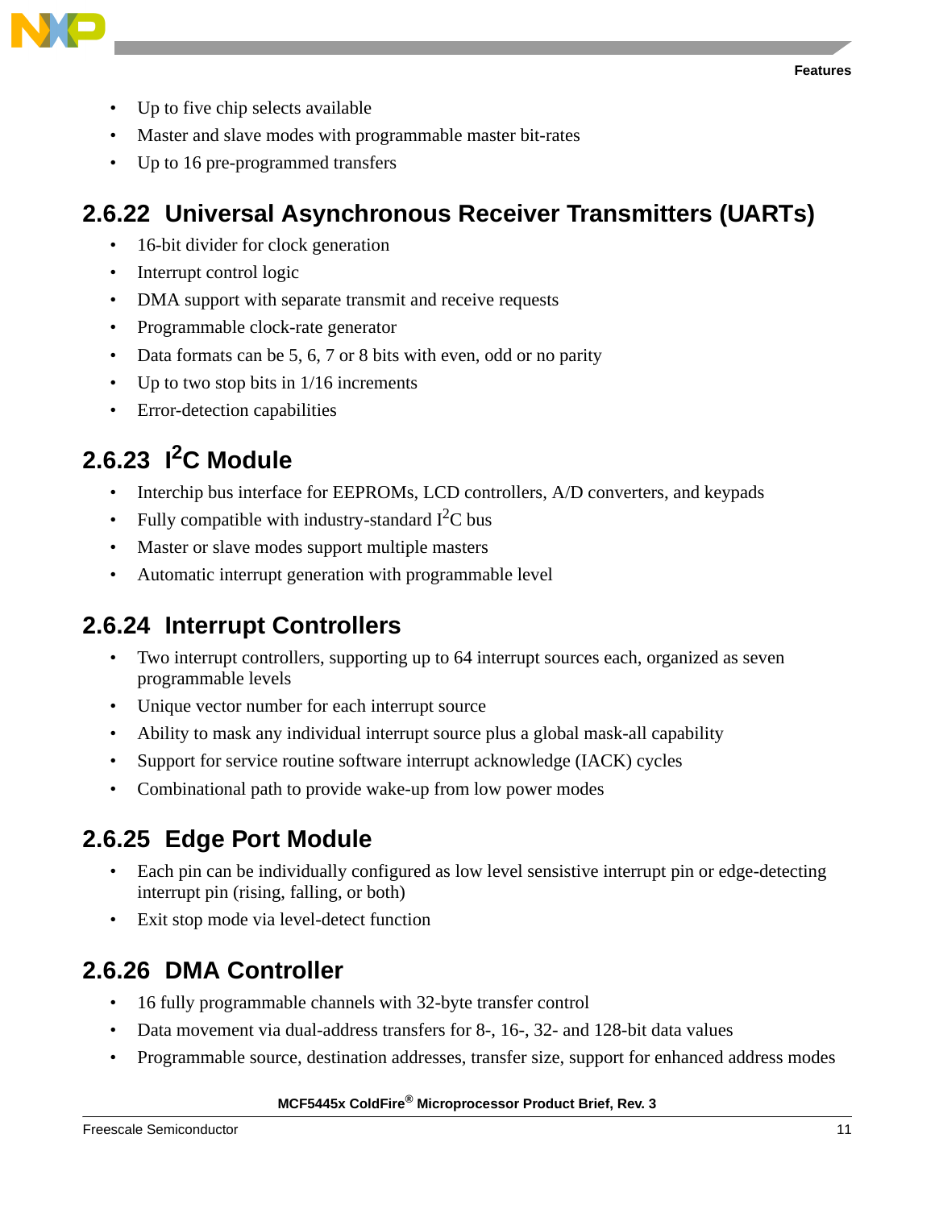- Up to five chip selects available
- Master and slave modes with programmable master bit-rates
- Up to 16 pre-programmed transfers

### 2.6.22 Universal Asynchronous Receiver Transmitters (UARTs)

- 16-bit divider for clock generation
- Interrupt control logic
- DMA support with separate transmit and receive requests
- Programmable clock-rate generator
- Data formats can be 5, 6, 7 or 8 bits with even, odd or no parity
- Up to two stop bits in 1/16 increments
- Error-detection capabilities

### 2.6.23 $I^2C$ Module

- Interchip bus interface for EEPROMs, LCD controllers, A/D converters, and keypads
- Fully compatible with industry-standard $I^2C$ bus
- Master or slave modes support multiple masters
- Automatic interrupt generation with programmable level

### 2.6.24 Interrupt Controllers

- Two interrupt controllers, supporting up to 64 interrupt sources each, organized as seven programmable levels
- Unique vector number for each interrupt source
- Ability to mask any individual interrupt source plus a global mask-all capability
- Support for service routine software interrupt acknowledge (IACK) cycles
- Combinational path to provide wake-up from low power modes

### 2.6.25 Edge Port Module

- Each pin can be individually configured as low level sensistive interrupt pin or edge-detecting interrupt pin (rising, falling, or both)
- Exit stop mode via level-detect function

### 2.6.26 DMA Controller

- 16 fully programmable channels with 32-byte transfer control
- Data movement via dual-address transfers for 8-, 16-, 32- and 128-bit data values
- Programmable source, destination addresses, transfer size, support for enhanced address modes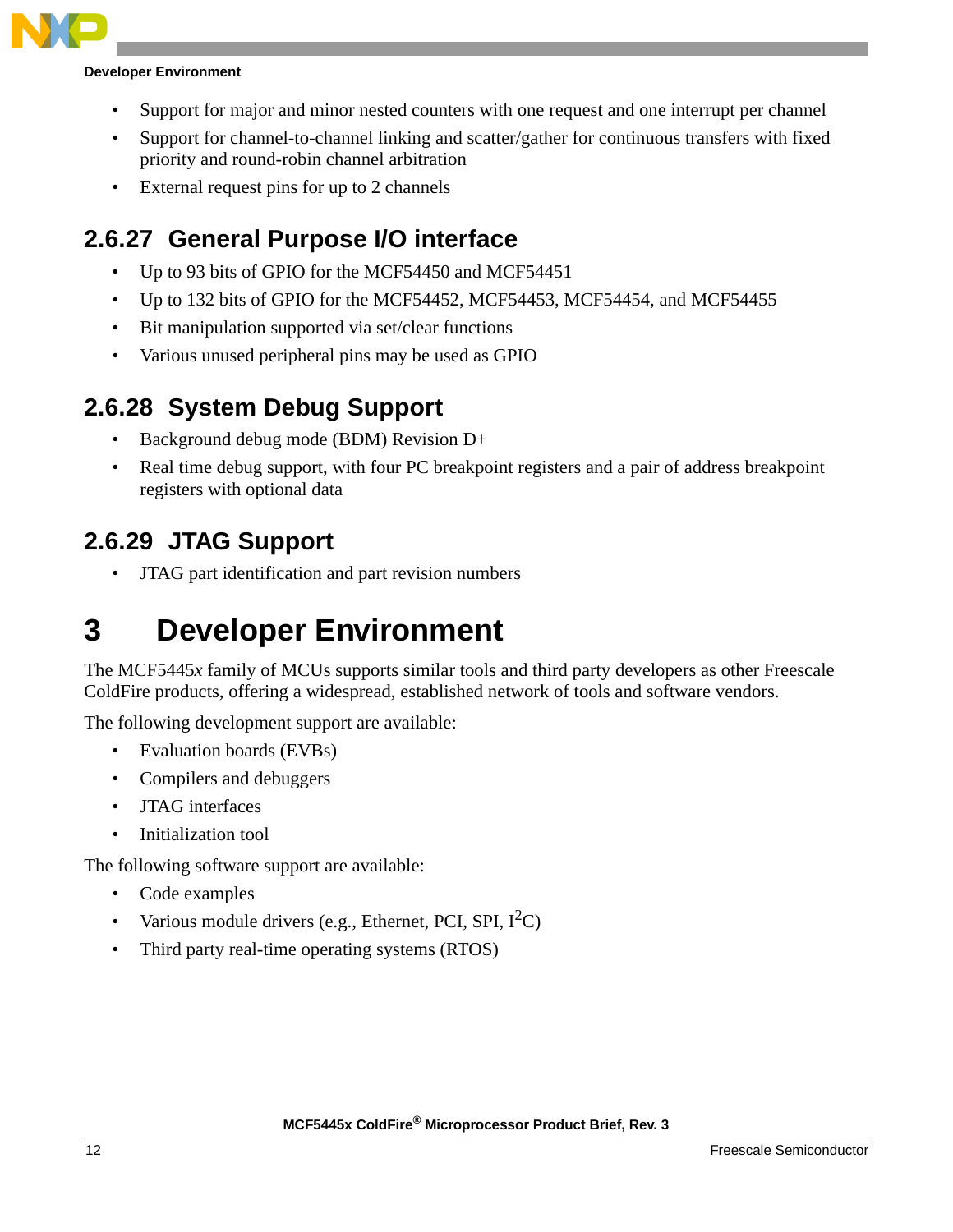- Support for major and minor nested counters with one request and one interrupt per channel
- Support for channel-to-channel linking and scatter/gather for continuous transfers with fixed priority and round-robin channel arbitration
- External request pins for up to 2 channels

### 2.6.27 General Purpose I/O interface

- Up to 93 bits of GPIO for the MCF54450 and MCF54451
- Up to 132 bits of GPIO for the MCF54452, MCF54453, MCF54454, and MCF54455
- Bit manipulation supported via set/clear functions
- Various unused peripheral pins may be used as GPIO

### 2.6.28 System Debug Support

- Background debug mode (BDM) Revision D+
- Real time debug support, with four PC breakpoint registers and a pair of address breakpoint registers with optional data

### 2.6.29 JTAG Support

- JTAG part identification and part revision numbers

# 3 Developer Environment

The MCF5445*x* family of MCUs supports similar tools and third party developers as other Freescale ColdFire products, offering a widespread, established network of tools and software vendors.

The following development support are available:

- Evaluation boards (EVBs)
- Compilers and debuggers
- JTAG interfaces
- Initialization tool

The following software support are available:

- Code examples
- Various module drivers (e.g., Ethernet, PCI, SPI, $I^2C$)
- Third party real-time operating systems (RTOS)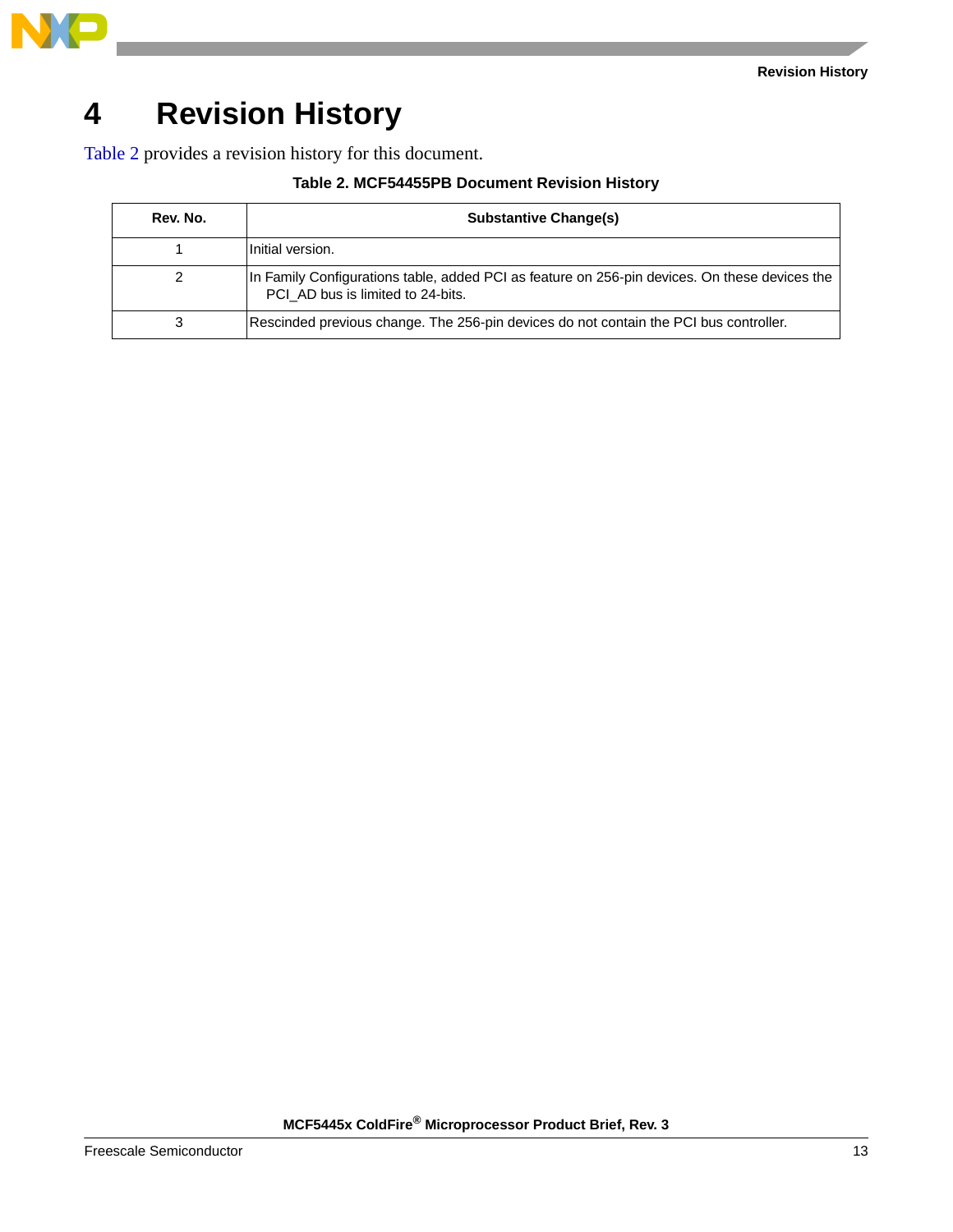# 4 Revision History

Table 2 provides a revision history for this document.

**Table 2. MCF54455PB Document Revision History**

| Rev. No. | Substantive Change(s) |
|---|---|
| 1 | Initial version. |
| 2 | In Family Configurations table, added PCI as feature on 256-pin devices. On these devices the PCI_AD bus is limited to 24-bits. |
| 3 | Rescinded previous change. The 256-pin devices do not contain the PCI bus controller. |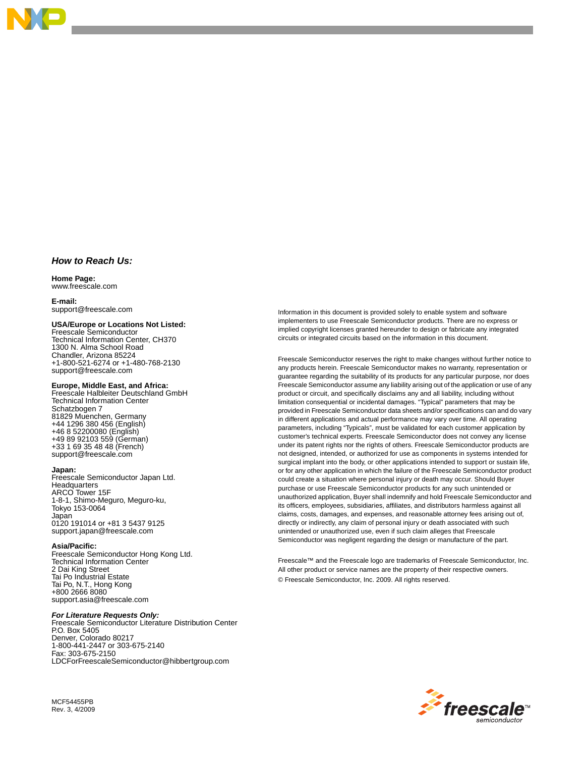***How to Reach Us:***

**Home Page:**
www.freescale.com

**E-mail:**
support@freescale.com

**USA/Europe or Locations Not Listed:**
Freescale Semiconductor
Technical Information Center, CH370
1300 N. Alma School Road
Chandler, Arizona 85224
+1-800-521-6274 or +1-480-768-2130
support@freescale.com

**Europe, Middle East, and Africa:**
Freescale Halbleiter Deutschland GmbH
Technical Information Center
Schatzbogen 7
81829 Muenchen, Germany
+44 1296 380 456 (English)
+46 8 52200080 (English)
+49 89 92103 559 (German)
+33 1 69 35 48 48 (French)
support@freescale.com

**Japan:**
Freescale Semiconductor Japan Ltd.
Headquarters
ARCO Tower 15F
1-8-1, Shimo-Meguro, Meguro-ku,
Tokyo 153-0064
Japan
0120 191014 or +81 3 5437 9125
support.japan@freescale.com

**Asia/Pacific:**
Freescale Semiconductor Hong Kong Ltd.
Technical Information Center
2 Dai King Street
Tai Po Industrial Estate
Tai Po, N.T., Hong Kong
+800 2666 8080
support.asia@freescale.com

***For Literature Requests Only:***
Freescale Semiconductor Literature Distribution Center
P.O. Box 5405
Denver, Colorado 80217
1-800-441-2447 or 303-675-2140
Fax: 303-675-2150
LDCForFreescaleSemiconductor@hibbertgroup.com

Information in this document is provided solely to enable system and software implementers to use Freescale Semiconductor products. There are no express or implied copyright licenses granted hereunder to design or fabricate any integrated circuits or integrated circuits based on the information in this document.

Freescale Semiconductor reserves the right to make changes without further notice to any products herein. Freescale Semiconductor makes no warranty, representation or guarantee regarding the suitability of its products for any particular purpose, nor does Freescale Semiconductor assume any liability arising out of the application or use of any product or circuit, and specifically disclaims any and all liability, including without limitation consequential or incidental damages. "Typical" parameters that may be provided in Freescale Semiconductor data sheets and/or specifications can and do vary in different applications and actual performance may vary over time. All operating parameters, including "Typicals", must be validated for each customer application by customer's technical experts. Freescale Semiconductor does not convey any license under its patent rights nor the rights of others. Freescale Semiconductor products are not designed, intended, or authorized for use as components in systems intended for surgical implant into the body, or other applications intended to support or sustain life, or for any other application in which the failure of the Freescale Semiconductor product could create a situation where personal injury or death may occur. Should Buyer purchase or use Freescale Semiconductor products for any such unintended or unauthorized application, Buyer shall indemnify and hold Freescale Semiconductor and its officers, employees, subsidiaries, affiliates, and distributors harmless against all claims, costs, damages, and expenses, and reasonable attorney fees arising out of, directly or indirectly, any claim of personal injury or death associated with such unintended or unauthorized use, even if such claim alleges that Freescale Semiconductor was negligent regarding the design or manufacture of the part.

Freescale™ and the Freescale logo are trademarks of Freescale Semiconductor, Inc. All other product or service names are the property of their respective owners.
© Freescale Semiconductor, Inc. 2009. All rights reserved.

MCF54455PB
Rev. 3, 4/2009